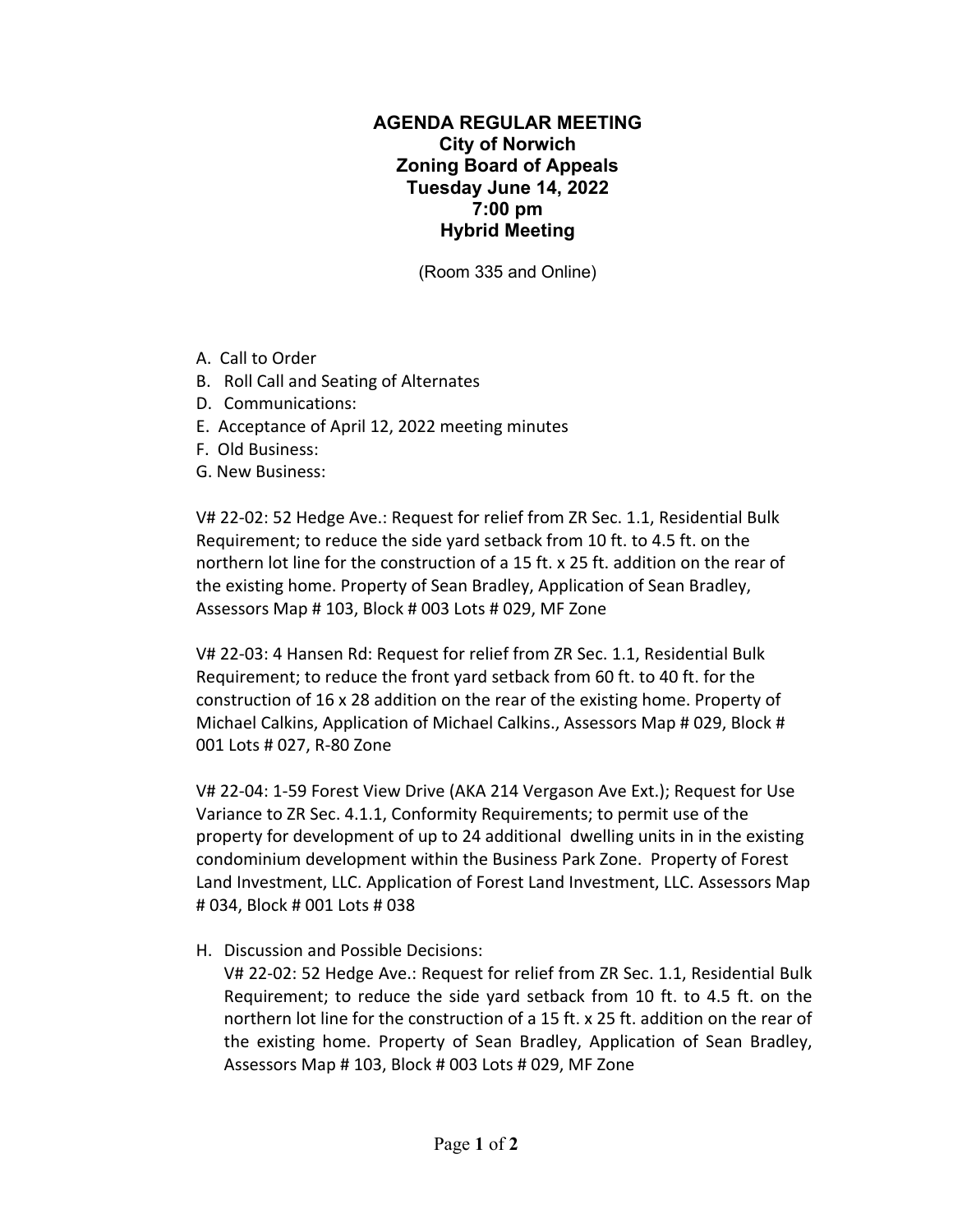# AGENDA REGULAR MEETING
## City of Norwich
## Zoning Board of Appeals
## Tuesday June 14, 2022
## 7:00 pm
## Hybrid Meeting

(Room 335 and Online)

A. Call to Order
B. Roll Call and Seating of Alternates
D. Communications:
E. Acceptance of April 12, 2022 meeting minutes
F. Old Business:
G. New Business:

V# 22-02: 52 Hedge Ave.: Request for relief from ZR Sec. 1.1, Residential Bulk Requirement; to reduce the side yard setback from 10 ft. to 4.5 ft. on the northern lot line for the construction of a 15 ft. x 25 ft. addition on the rear of the existing home. Property of Sean Bradley, Application of Sean Bradley, Assessors Map # 103, Block # 003 Lots # 029, MF Zone

V# 22-03: 4 Hansen Rd: Request for relief from ZR Sec. 1.1, Residential Bulk Requirement; to reduce the front yard setback from 60 ft. to 40 ft. for the construction of 16 x 28 addition on the rear of the existing home. Property of Michael Calkins, Application of Michael Calkins., Assessors Map # 029, Block # 001 Lots # 027, R-80 Zone

V# 22-04: 1-59 Forest View Drive (AKA 214 Vergason Ave Ext.); Request for Use Variance to ZR Sec. 4.1.1, Conformity Requirements; to permit use of the property for development of up to 24 additional dwelling units in in the existing condominium development within the Business Park Zone. Property of Forest Land Investment, LLC. Application of Forest Land Investment, LLC. Assessors Map # 034, Block # 001 Lots # 038

H. Discussion and Possible Decisions:
   V# 22-02: 52 Hedge Ave.: Request for relief from ZR Sec. 1.1, Residential Bulk Requirement; to reduce the side yard setback from 10 ft. to 4.5 ft. on the northern lot line for the construction of a 15 ft. x 25 ft. addition on the rear of the existing home. Property of Sean Bradley, Application of Sean Bradley, Assessors Map # 103, Block # 003 Lots # 029, MF Zone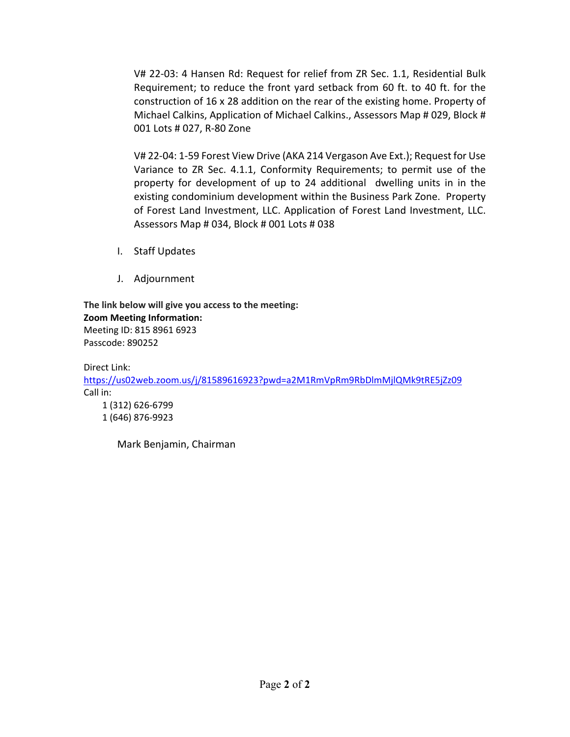V# 22-03: 4 Hansen Rd: Request for relief from ZR Sec. 1.1, Residential Bulk Requirement; to reduce the front yard setback from 60 ft. to 40 ft. for the construction of 16 x 28 addition on the rear of the existing home. Property of Michael Calkins, Application of Michael Calkins., Assessors Map # 029, Block # 001 Lots # 027, R-80 Zone

V# 22-04: 1-59 Forest View Drive (AKA 214 Vergason Ave Ext.); Request for Use Variance to ZR Sec. 4.1.1, Conformity Requirements; to permit use of the property for development of up to 24 additional dwelling units in in the existing condominium development within the Business Park Zone. Property of Forest Land Investment, LLC. Application of Forest Land Investment, LLC. Assessors Map # 034, Block # 001 Lots # 038

I. Staff Updates

J. Adjournment

**The link below will give you access to the meeting:**
**Zoom Meeting Information:**
Meeting ID: 815 8961 6923
Passcode: 890252

Direct Link:
https://us02web.zoom.us/j/81589616923?pwd=a2M1RmVpRm9RbDlmMjlQMk9tRE5jZz09
Call in:
1 (312) 626-6799
1 (646) 876-9923

Mark Benjamin, Chairman